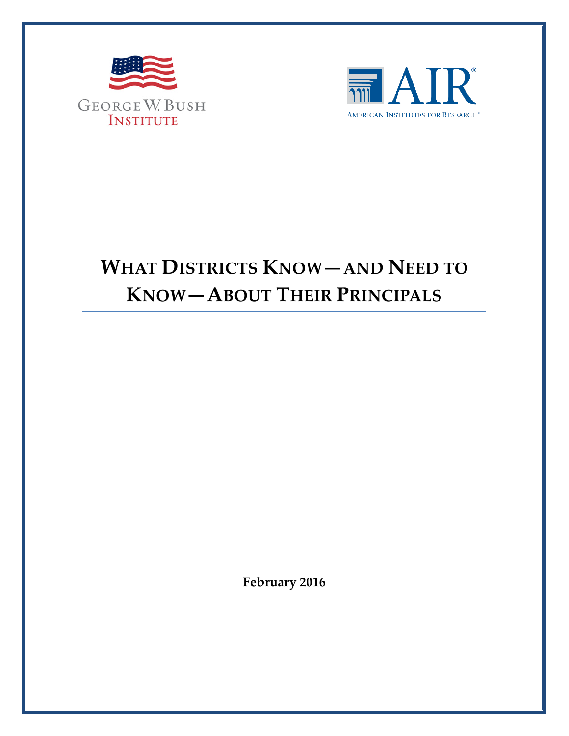George W. Bush Institute

AIR® American Institutes for Research®

# What Districts Know—and Need to Know—About Their Principals

**February 2016**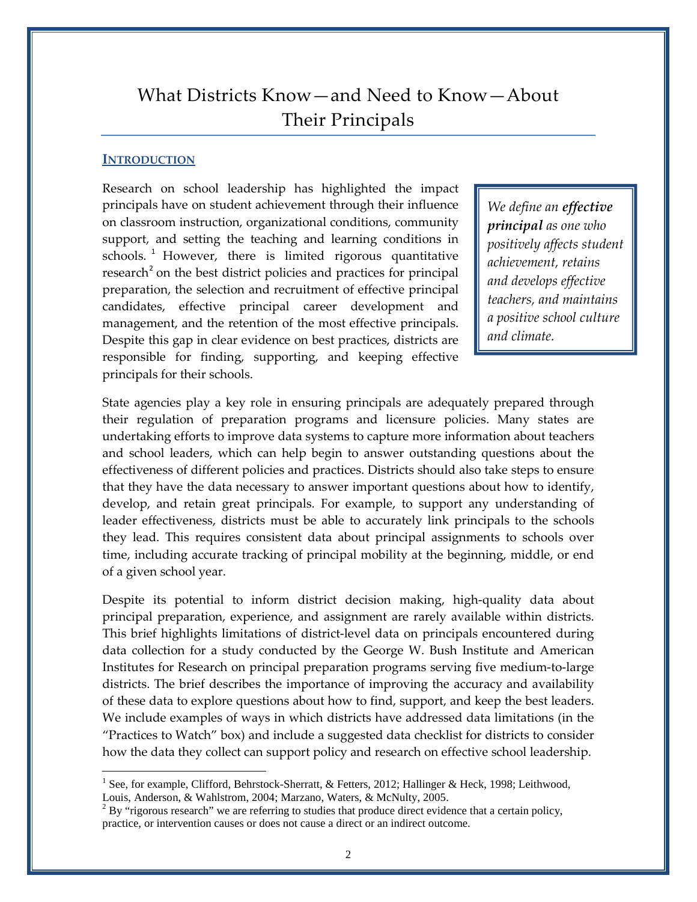# What Districts Know—and Need to Know—About Their Principals

## INTRODUCTION

Research on school leadership has highlighted the impact principals have on student achievement through their influence on classroom instruction, organizational conditions, community support, and setting the teaching and learning conditions in schools.[1] However, there is limited rigorous quantitative research[2] on the best district policies and practices for principal preparation, the selection and recruitment of effective principal candidates, effective principal career development and management, and the retention of the most effective principals. Despite this gap in clear evidence on best practices, districts are responsible for finding, supporting, and keeping effective principals for their schools.

> *We define an **effective principal** as one who positively affects student achievement, retains and develops effective teachers, and maintains a positive school culture and climate.*

State agencies play a key role in ensuring principals are adequately prepared through their regulation of preparation programs and licensure policies. Many states are undertaking efforts to improve data systems to capture more information about teachers and school leaders, which can help begin to answer outstanding questions about the effectiveness of different policies and practices. Districts should also take steps to ensure that they have the data necessary to answer important questions about how to identify, develop, and retain great principals. For example, to support any understanding of leader effectiveness, districts must be able to accurately link principals to the schools they lead. This requires consistent data about principal assignments to schools over time, including accurate tracking of principal mobility at the beginning, middle, or end of a given school year.

Despite its potential to inform district decision making, high-quality data about principal preparation, experience, and assignment are rarely available within districts. This brief highlights limitations of district-level data on principals encountered during data collection for a study conducted by the George W. Bush Institute and American Institutes for Research on principal preparation programs serving five medium-to-large districts. The brief describes the importance of improving the accuracy and availability of these data to explore questions about how to find, support, and keep the best leaders. We include examples of ways in which districts have addressed data limitations (in the "Practices to Watch" box) and include a suggested data checklist for districts to consider how the data they collect can support policy and research on effective school leadership.

---

[1] See, for example, Clifford, Behrstock-Sherratt, & Fetters, 2012; Hallinger & Heck, 1998; Leithwood, Louis, Anderson, & Wahlstrom, 2004; Marzano, Waters, & McNulty, 2005.

[2] By "rigorous research" we are referring to studies that produce direct evidence that a certain policy, practice, or intervention causes or does not cause a direct or an indirect outcome.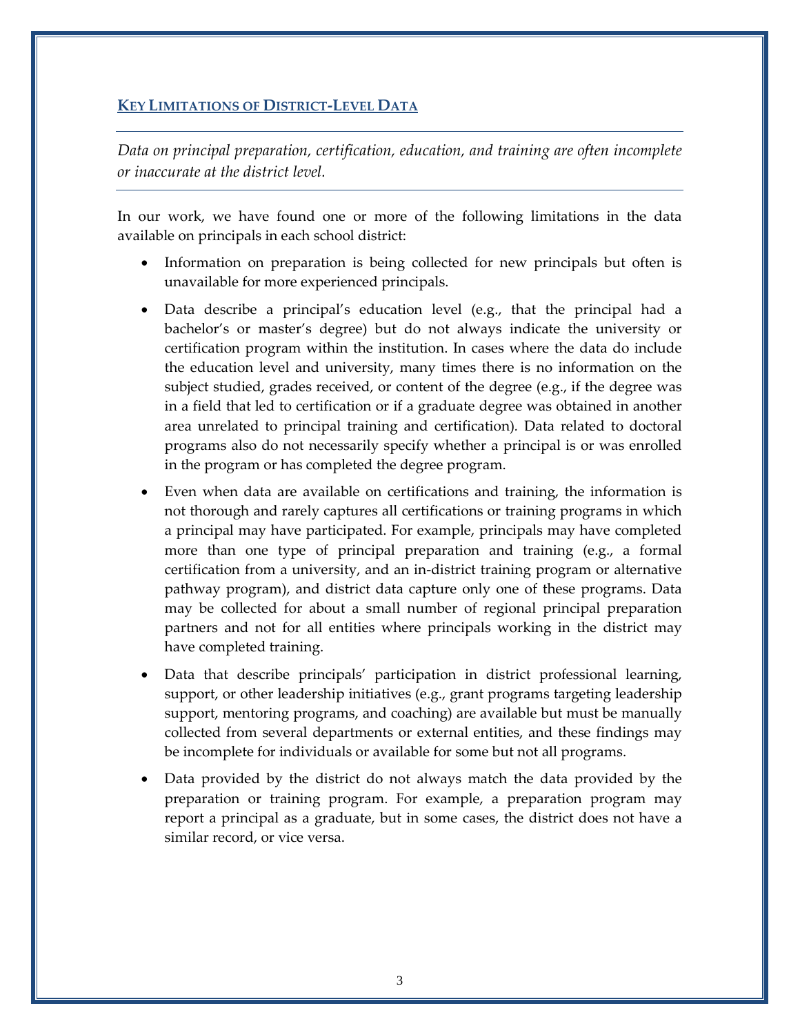## KEY LIMITATIONS OF DISTRICT-LEVEL DATA

---

*Data on principal preparation, certification, education, and training are often incomplete or inaccurate at the district level.*

---

In our work, we have found one or more of the following limitations in the data available on principals in each school district:

- Information on preparation is being collected for new principals but often is unavailable for more experienced principals.
- Data describe a principal's education level (e.g., that the principal had a bachelor's or master's degree) but do not always indicate the university or certification program within the institution. In cases where the data do include the education level and university, many times there is no information on the subject studied, grades received, or content of the degree (e.g., if the degree was in a field that led to certification or if a graduate degree was obtained in another area unrelated to principal training and certification). Data related to doctoral programs also do not necessarily specify whether a principal is or was enrolled in the program or has completed the degree program.
- Even when data are available on certifications and training, the information is not thorough and rarely captures all certifications or training programs in which a principal may have participated. For example, principals may have completed more than one type of principal preparation and training (e.g., a formal certification from a university, and an in-district training program or alternative pathway program), and district data capture only one of these programs. Data may be collected for about a small number of regional principal preparation partners and not for all entities where principals working in the district may have completed training.
- Data that describe principals' participation in district professional learning, support, or other leadership initiatives (e.g., grant programs targeting leadership support, mentoring programs, and coaching) are available but must be manually collected from several departments or external entities, and these findings may be incomplete for individuals or available for some but not all programs.
- Data provided by the district do not always match the data provided by the preparation or training program. For example, a preparation program may report a principal as a graduate, but in some cases, the district does not have a similar record, or vice versa.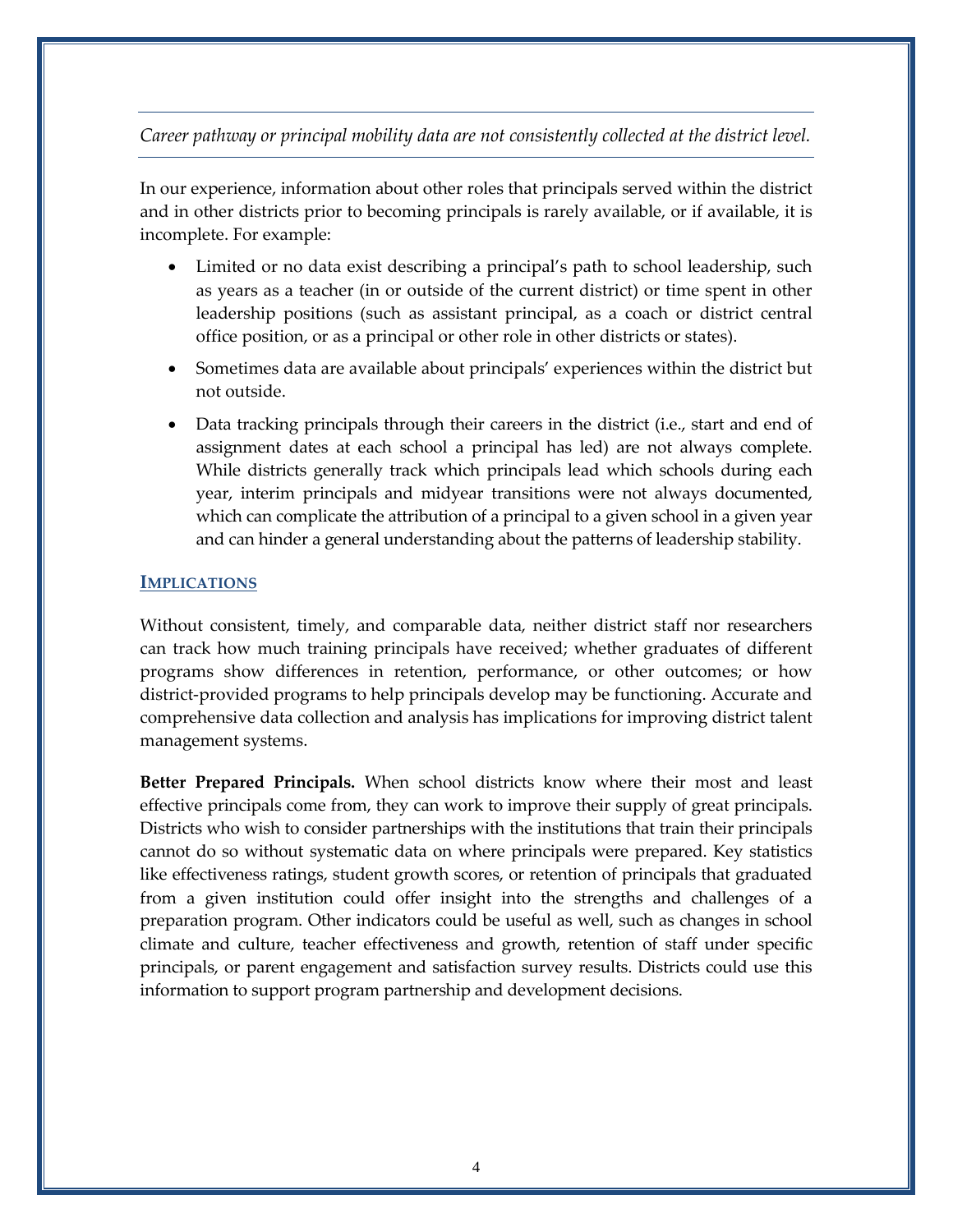*Career pathway or principal mobility data are not consistently collected at the district level.*

In our experience, information about other roles that principals served within the district and in other districts prior to becoming principals is rarely available, or if available, it is incomplete. For example:

- Limited or no data exist describing a principal's path to school leadership, such as years as a teacher (in or outside of the current district) or time spent in other leadership positions (such as assistant principal, as a coach or district central office position, or as a principal or other role in other districts or states).
- Sometimes data are available about principals' experiences within the district but not outside.
- Data tracking principals through their careers in the district (i.e., start and end of assignment dates at each school a principal has led) are not always complete. While districts generally track which principals lead which schools during each year, interim principals and midyear transitions were not always documented, which can complicate the attribution of a principal to a given school in a given year and can hinder a general understanding about the patterns of leadership stability.

## IMPLICATIONS

Without consistent, timely, and comparable data, neither district staff nor researchers can track how much training principals have received; whether graduates of different programs show differences in retention, performance, or other outcomes; or how district-provided programs to help principals develop may be functioning. Accurate and comprehensive data collection and analysis has implications for improving district talent management systems.

**Better Prepared Principals.** When school districts know where their most and least effective principals come from, they can work to improve their supply of great principals. Districts who wish to consider partnerships with the institutions that train their principals cannot do so without systematic data on where principals were prepared. Key statistics like effectiveness ratings, student growth scores, or retention of principals that graduated from a given institution could offer insight into the strengths and challenges of a preparation program. Other indicators could be useful as well, such as changes in school climate and culture, teacher effectiveness and growth, retention of staff under specific principals, or parent engagement and satisfaction survey results. Districts could use this information to support program partnership and development decisions.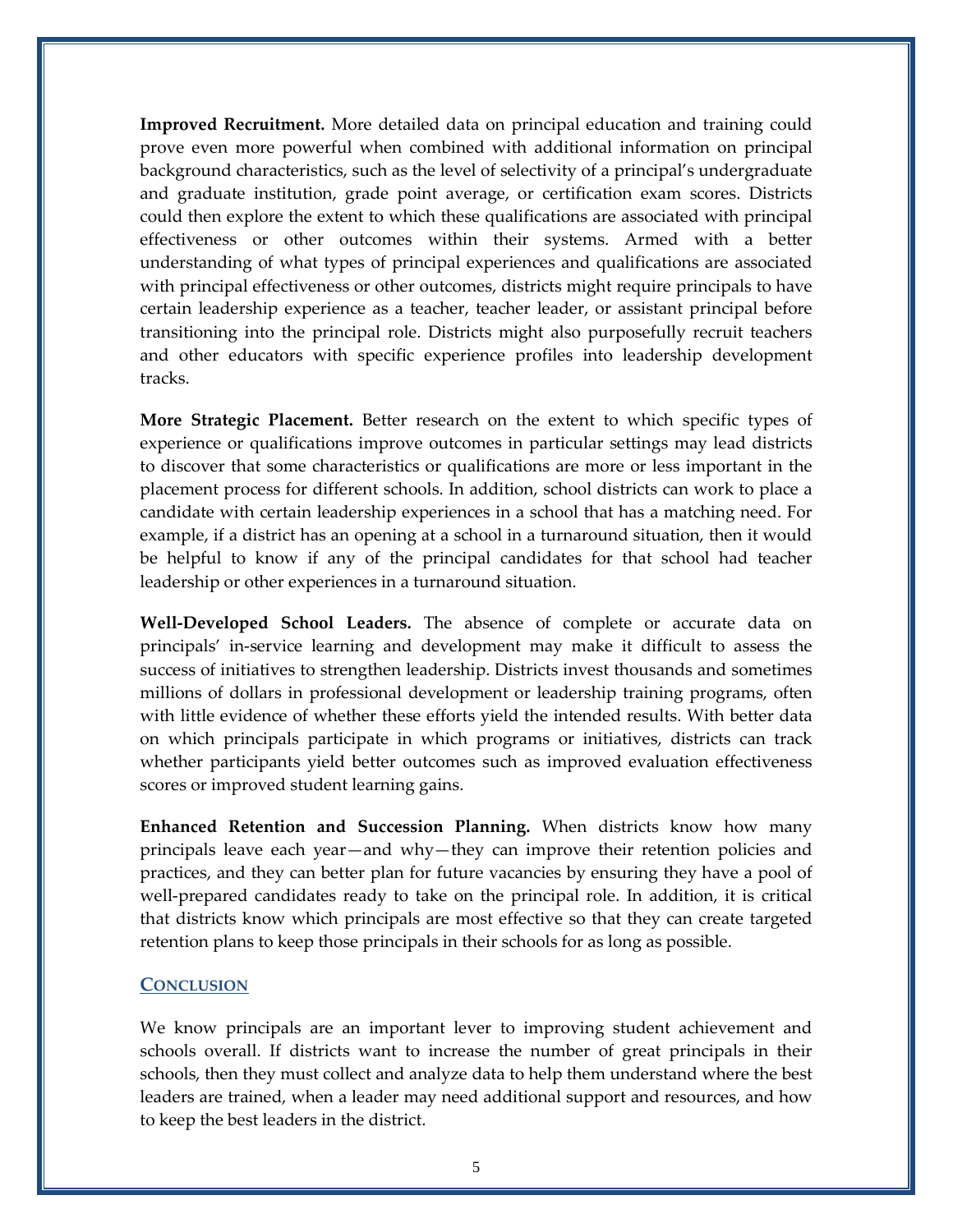**Improved Recruitment.** More detailed data on principal education and training could prove even more powerful when combined with additional information on principal background characteristics, such as the level of selectivity of a principal's undergraduate and graduate institution, grade point average, or certification exam scores. Districts could then explore the extent to which these qualifications are associated with principal effectiveness or other outcomes within their systems. Armed with a better understanding of what types of principal experiences and qualifications are associated with principal effectiveness or other outcomes, districts might require principals to have certain leadership experience as a teacher, teacher leader, or assistant principal before transitioning into the principal role. Districts might also purposefully recruit teachers and other educators with specific experience profiles into leadership development tracks.

**More Strategic Placement.** Better research on the extent to which specific types of experience or qualifications improve outcomes in particular settings may lead districts to discover that some characteristics or qualifications are more or less important in the placement process for different schools. In addition, school districts can work to place a candidate with certain leadership experiences in a school that has a matching need. For example, if a district has an opening at a school in a turnaround situation, then it would be helpful to know if any of the principal candidates for that school had teacher leadership or other experiences in a turnaround situation.

**Well-Developed School Leaders.** The absence of complete or accurate data on principals' in-service learning and development may make it difficult to assess the success of initiatives to strengthen leadership. Districts invest thousands and sometimes millions of dollars in professional development or leadership training programs, often with little evidence of whether these efforts yield the intended results. With better data on which principals participate in which programs or initiatives, districts can track whether participants yield better outcomes such as improved evaluation effectiveness scores or improved student learning gains.

**Enhanced Retention and Succession Planning.** When districts know how many principals leave each year—and why—they can improve their retention policies and practices, and they can better plan for future vacancies by ensuring they have a pool of well-prepared candidates ready to take on the principal role. In addition, it is critical that districts know which principals are most effective so that they can create targeted retention plans to keep those principals in their schools for as long as possible.

## Conclusion

We know principals are an important lever to improving student achievement and schools overall. If districts want to increase the number of great principals in their schools, then they must collect and analyze data to help them understand where the best leaders are trained, when a leader may need additional support and resources, and how to keep the best leaders in the district.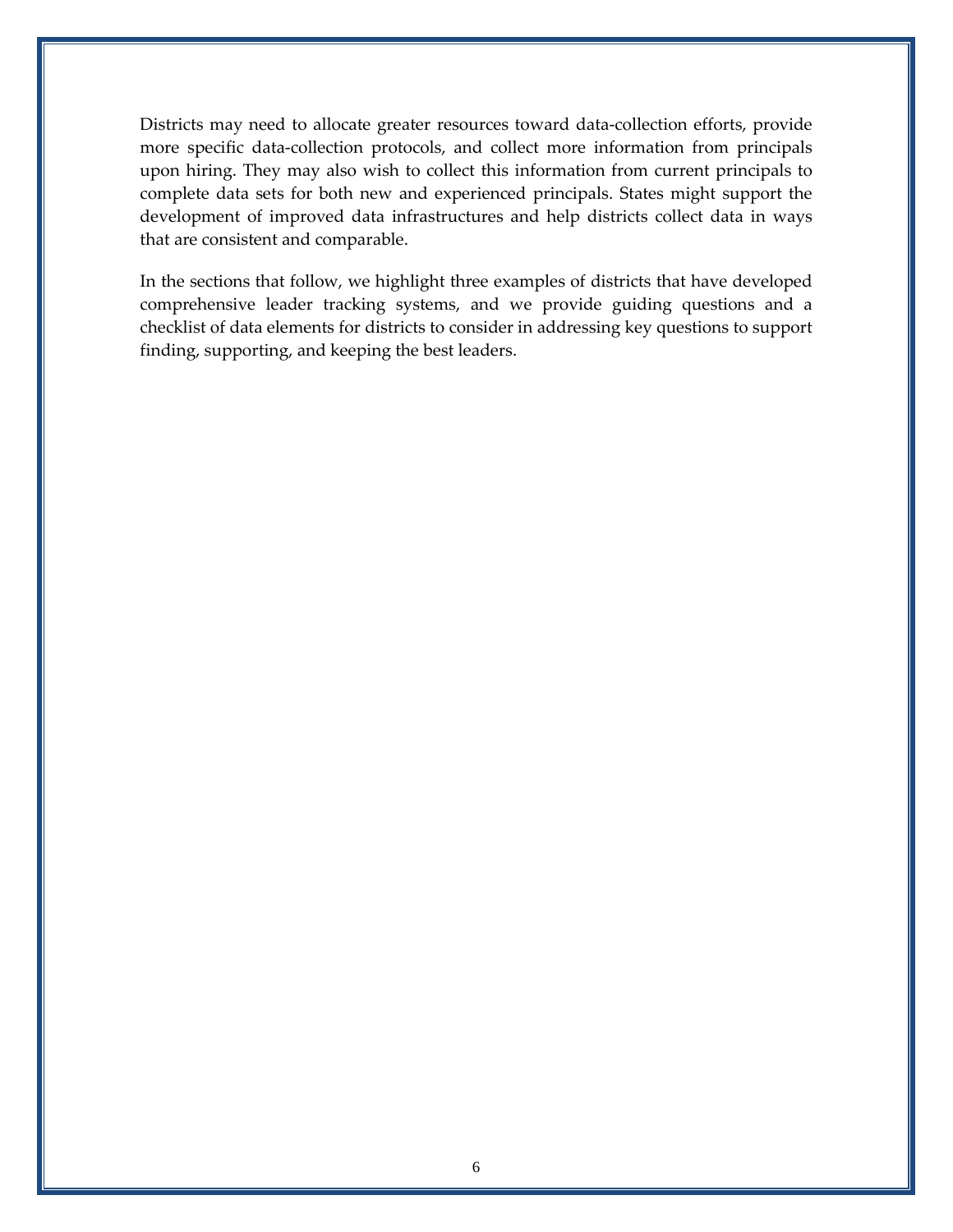Districts may need to allocate greater resources toward data-collection efforts, provide more specific data-collection protocols, and collect more information from principals upon hiring. They may also wish to collect this information from current principals to complete data sets for both new and experienced principals. States might support the development of improved data infrastructures and help districts collect data in ways that are consistent and comparable.

In the sections that follow, we highlight three examples of districts that have developed comprehensive leader tracking systems, and we provide guiding questions and a checklist of data elements for districts to consider in addressing key questions to support finding, supporting, and keeping the best leaders.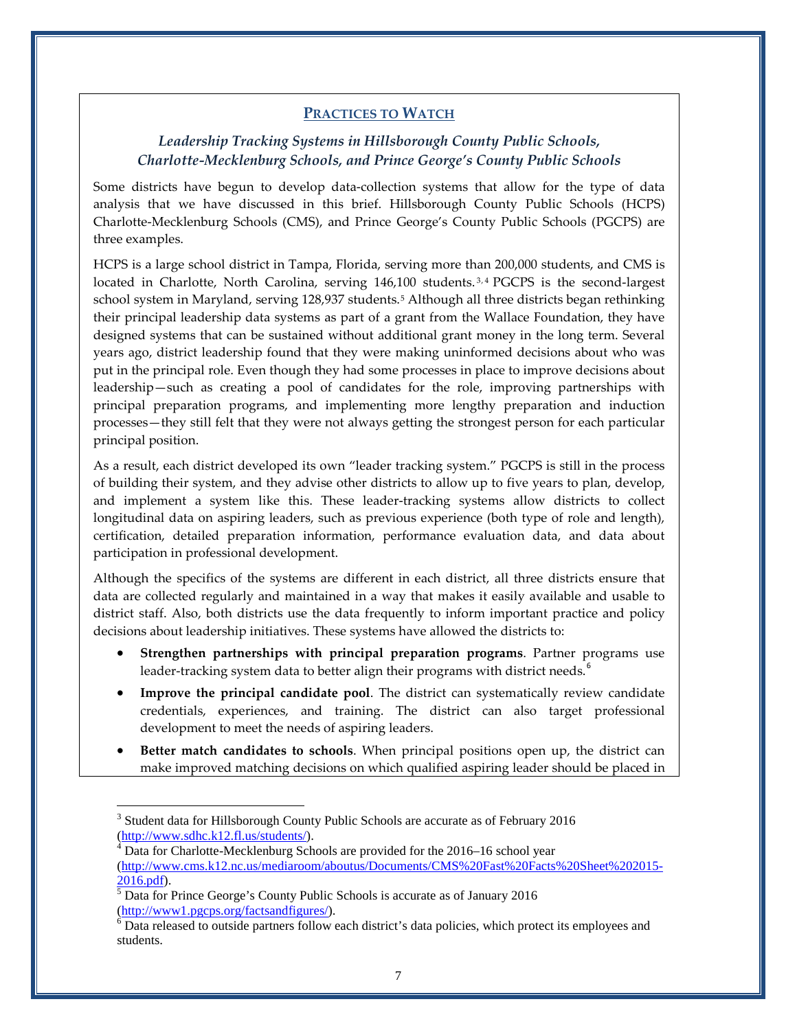## Practices to Watch

### *Leadership Tracking Systems in Hillsborough County Public Schools, Charlotte-Mecklenburg Schools, and Prince George's County Public Schools*

Some districts have begun to develop data-collection systems that allow for the type of data analysis that we have discussed in this brief. Hillsborough County Public Schools (HCPS) Charlotte-Mecklenburg Schools (CMS), and Prince George's County Public Schools (PGCPS) are three examples.

HCPS is a large school district in Tampa, Florida, serving more than 200,000 students, and CMS is located in Charlotte, North Carolina, serving 146,100 students.[3,4] PGCPS is the second-largest school system in Maryland, serving 128,937 students.[5] Although all three districts began rethinking their principal leadership data systems as part of a grant from the Wallace Foundation, they have designed systems that can be sustained without additional grant money in the long term. Several years ago, district leadership found that they were making uninformed decisions about who was put in the principal role. Even though they had some processes in place to improve decisions about leadership—such as creating a pool of candidates for the role, improving partnerships with principal preparation programs, and implementing more lengthy preparation and induction processes—they still felt that they were not always getting the strongest person for each particular principal position.

As a result, each district developed its own "leader tracking system." PGCPS is still in the process of building their system, and they advise other districts to allow up to five years to plan, develop, and implement a system like this. These leader-tracking systems allow districts to collect longitudinal data on aspiring leaders, such as previous experience (both type of role and length), certification, detailed preparation information, performance evaluation data, and data about participation in professional development.

Although the specifics of the systems are different in each district, all three districts ensure that data are collected regularly and maintained in a way that makes it easily available and usable to district staff. Also, both districts use the data frequently to inform important practice and policy decisions about leadership initiatives. These systems have allowed the districts to:

- **Strengthen partnerships with principal preparation programs**. Partner programs use leader-tracking system data to better align their programs with district needs.[6]
- **Improve the principal candidate pool**. The district can systematically review candidate credentials, experiences, and training. The district can also target professional development to meet the needs of aspiring leaders.
- **Better match candidates to schools**. When principal positions open up, the district can make improved matching decisions on which qualified aspiring leader should be placed in

---

[3] Student data for Hillsborough County Public Schools are accurate as of February 2016 (http://www.sdhc.k12.fl.us/students/).

[4] Data for Charlotte-Mecklenburg Schools are provided for the 2016–16 school year (http://www.cms.k12.nc.us/mediaroom/aboutus/Documents/CMS%20Fast%20Facts%20Sheet%202015-2016.pdf).

[5] Data for Prince George's County Public Schools is accurate as of January 2016 (http://www1.pgcps.org/factsandfigures/).

[6] Data released to outside partners follow each district's data policies, which protect its employees and students.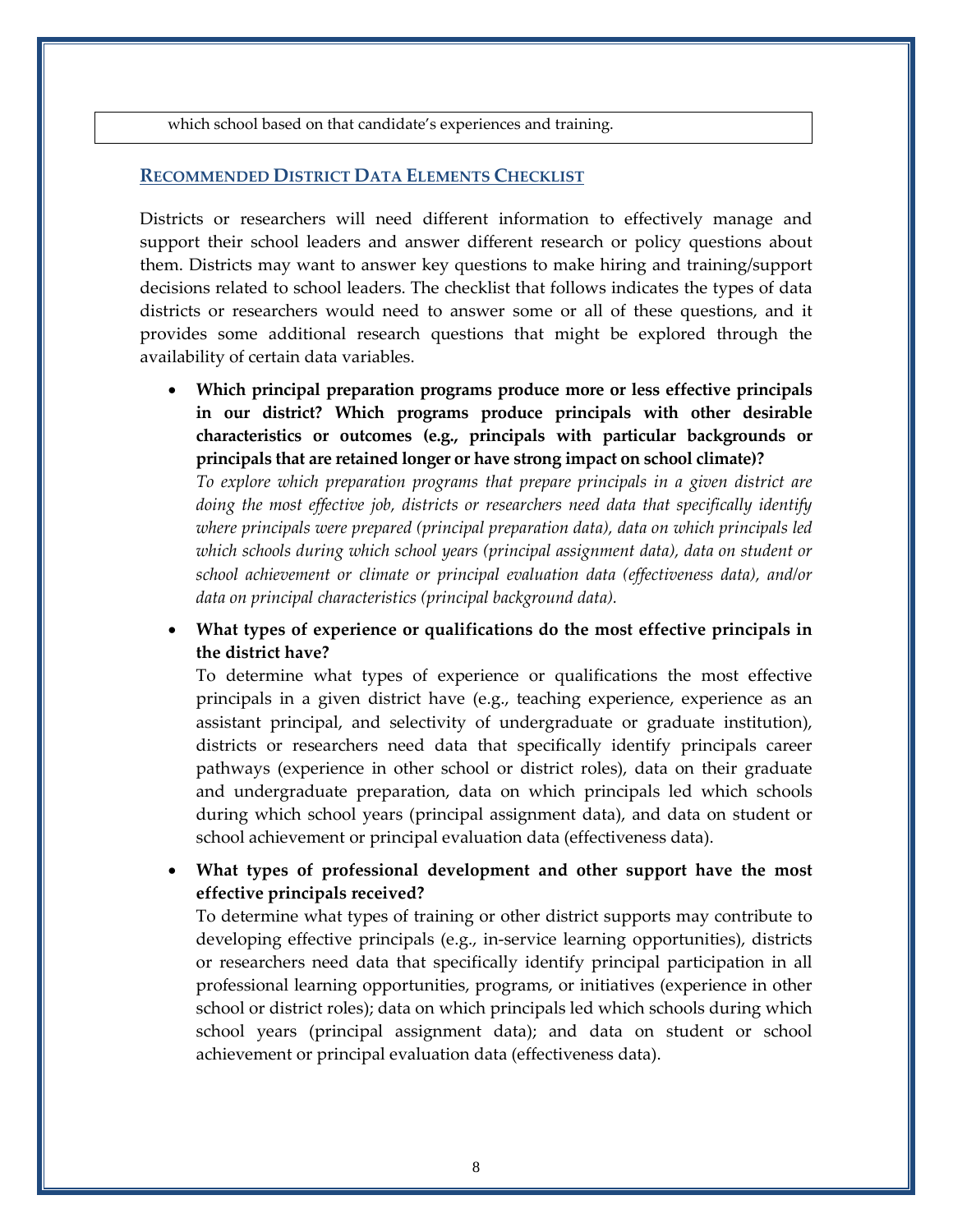which school based on that candidate's experiences and training.

## RECOMMENDED DISTRICT DATA ELEMENTS CHECKLIST

Districts or researchers will need different information to effectively manage and support their school leaders and answer different research or policy questions about them. Districts may want to answer key questions to make hiring and training/support decisions related to school leaders. The checklist that follows indicates the types of data districts or researchers would need to answer some or all of these questions, and it provides some additional research questions that might be explored through the availability of certain data variables.

- **Which principal preparation programs produce more or less effective principals in our district? Which programs produce principals with other desirable characteristics or outcomes (e.g., principals with particular backgrounds or principals that are retained longer or have strong impact on school climate)?**
  *To explore which preparation programs that prepare principals in a given district are doing the most effective job, districts or researchers need data that specifically identify where principals were prepared (principal preparation data), data on which principals led which schools during which school years (principal assignment data), data on student or school achievement or climate or principal evaluation data (effectiveness data), and/or data on principal characteristics (principal background data).*

- **What types of experience or qualifications do the most effective principals in the district have?**
  To determine what types of experience or qualifications the most effective principals in a given district have (e.g., teaching experience, experience as an assistant principal, and selectivity of undergraduate or graduate institution), districts or researchers need data that specifically identify principals career pathways (experience in other school or district roles), data on their graduate and undergraduate preparation, data on which principals led which schools during which school years (principal assignment data), and data on student or school achievement or principal evaluation data (effectiveness data).

- **What types of professional development and other support have the most effective principals received?**
  To determine what types of training or other district supports may contribute to developing effective principals (e.g., in-service learning opportunities), districts or researchers need data that specifically identify principal participation in all professional learning opportunities, programs, or initiatives (experience in other school or district roles); data on which principals led which schools during which school years (principal assignment data); and data on student or school achievement or principal evaluation data (effectiveness data).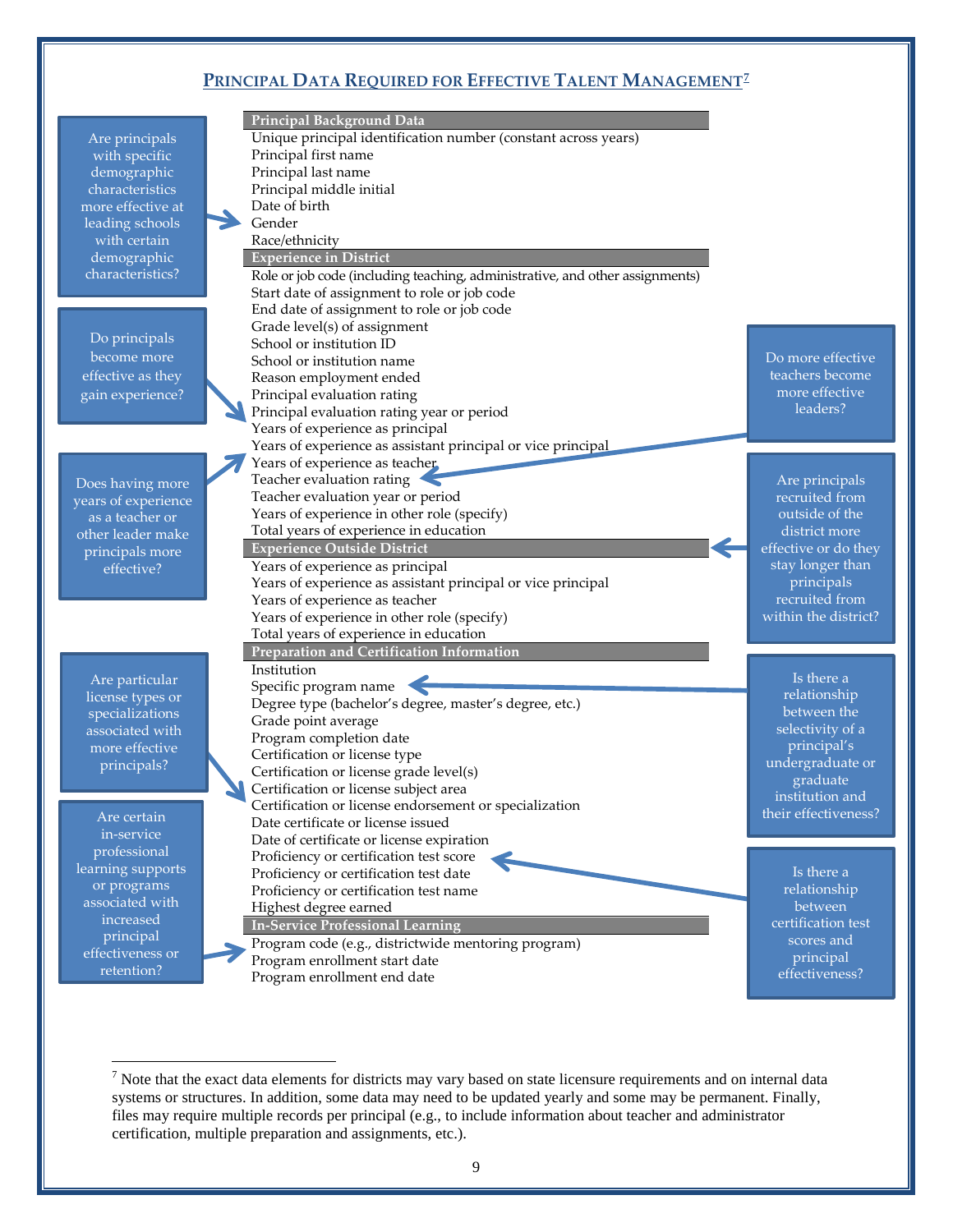## Principal Data Required for Effective Talent Management[7]

**Principal Background Data**

- Unique principal identification number (constant across years)
- Principal first name
- Principal last name
- Principal middle initial
- Date of birth
- Gender
- Race/ethnicity

**Experience in District**

- Role or job code (including teaching, administrative, and other assignments)
- Start date of assignment to role or job code
- End date of assignment to role or job code
- Grade level(s) of assignment
- School or institution ID
- School or institution name
- Reason employment ended
- Principal evaluation rating
- Principal evaluation rating year or period
- Years of experience as principal
- Years of experience as assistant principal or vice principal
- Years of experience as teacher
- Teacher evaluation rating
- Teacher evaluation year or period
- Years of experience in other role (specify)
- Total years of experience in education

**Experience Outside District**

- Years of experience as principal
- Years of experience as assistant principal or vice principal
- Years of experience as teacher
- Years of experience in other role (specify)
- Total years of experience in education

**Preparation and Certification Information**

- Institution
- Specific program name
- Degree type (bachelor's degree, master's degree, etc.)
- Grade point average
- Program completion date
- Certification or license type
- Certification or license grade level(s)
- Certification or license subject area
- Certification or license endorsement or specialization
- Date certificate or license issued
- Date of certificate or license expiration
- Proficiency or certification test score
- Proficiency or certification test date
- Proficiency or certification test name
- Highest degree earned

**In-Service Professional Learning**

- Program code (e.g., districtwide mentoring program)
- Program enrollment start date
- Program enrollment end date

Questions linked to the data elements:

- Are principals with specific demographic characteristics more effective at leading schools with certain demographic characteristics? (→ Gender, Race/ethnicity)
- Do principals become more effective as they gain experience? (→ Years of experience as principal)
- Does having more years of experience as a teacher or other leader make principals more effective? (→ Years of experience as assistant principal or vice principal, Years of experience as teacher)
- Do more effective teachers become more effective leaders? (→ Teacher evaluation rating)
- Are principals recruited from outside of the district more effective or do they stay longer than principals recruited from within the district? (→ Experience Outside District)
- Are particular license types or specializations associated with more effective principals? (→ Certification or license endorsement or specialization)
- Is there a relationship between the selectivity of a principal's undergraduate or graduate institution and their effectiveness? (→ Specific program name)
- Is there a relationship between certification test scores and principal effectiveness? (→ Proficiency or certification test score)
- Are certain in-service professional learning supports or programs associated with increased principal effectiveness or retention? (→ Program code)

---

[7] Note that the exact data elements for districts may vary based on state licensure requirements and on internal data systems or structures. In addition, some data may need to be updated yearly and some may be permanent. Finally, files may require multiple records per principal (e.g., to include information about teacher and administrator certification, multiple preparation and assignments, etc.).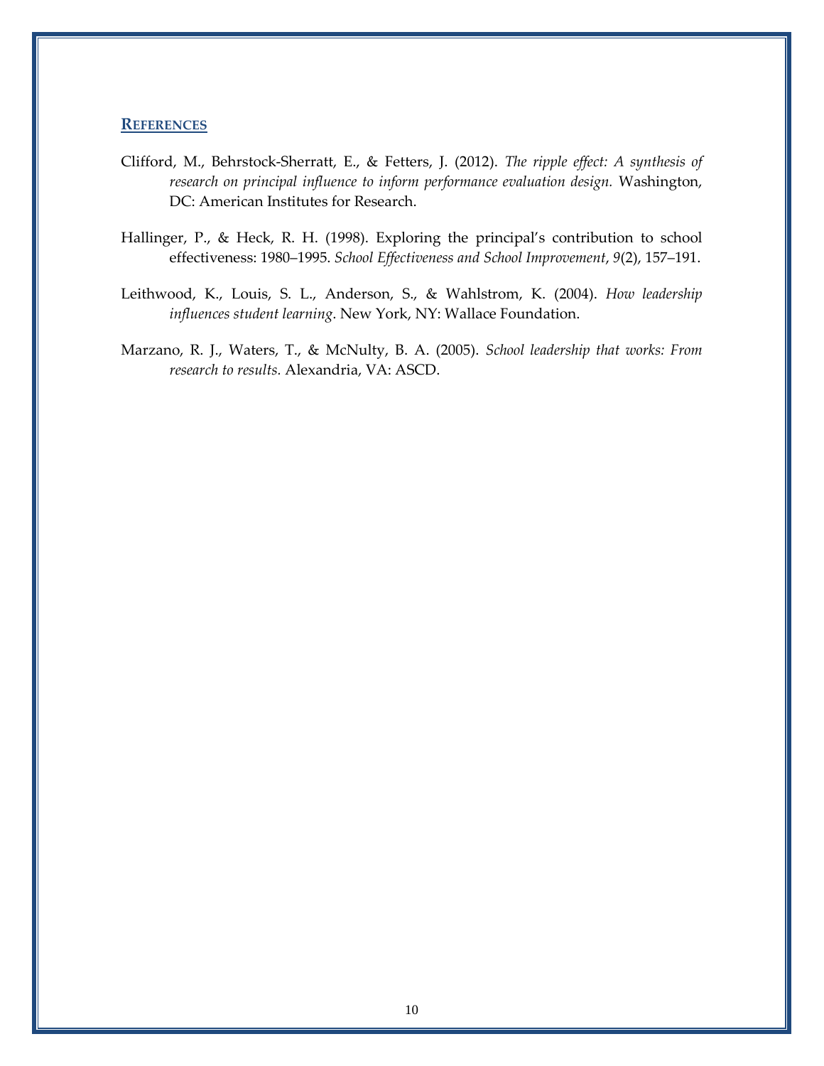## References

Clifford, M., Behrstock-Sherratt, E., & Fetters, J. (2012). *The ripple effect: A synthesis of research on principal influence to inform performance evaluation design.* Washington, DC: American Institutes for Research.

Hallinger, P., & Heck, R. H. (1998). Exploring the principal's contribution to school effectiveness: 1980–1995. *School Effectiveness and School Improvement*, *9*(2), 157–191.

Leithwood, K., Louis, S. L., Anderson, S., & Wahlstrom, K. (2004). *How leadership influences student learning*. New York, NY: Wallace Foundation.

Marzano, R. J., Waters, T., & McNulty, B. A. (2005). *School leadership that works: From research to results.* Alexandria, VA: ASCD.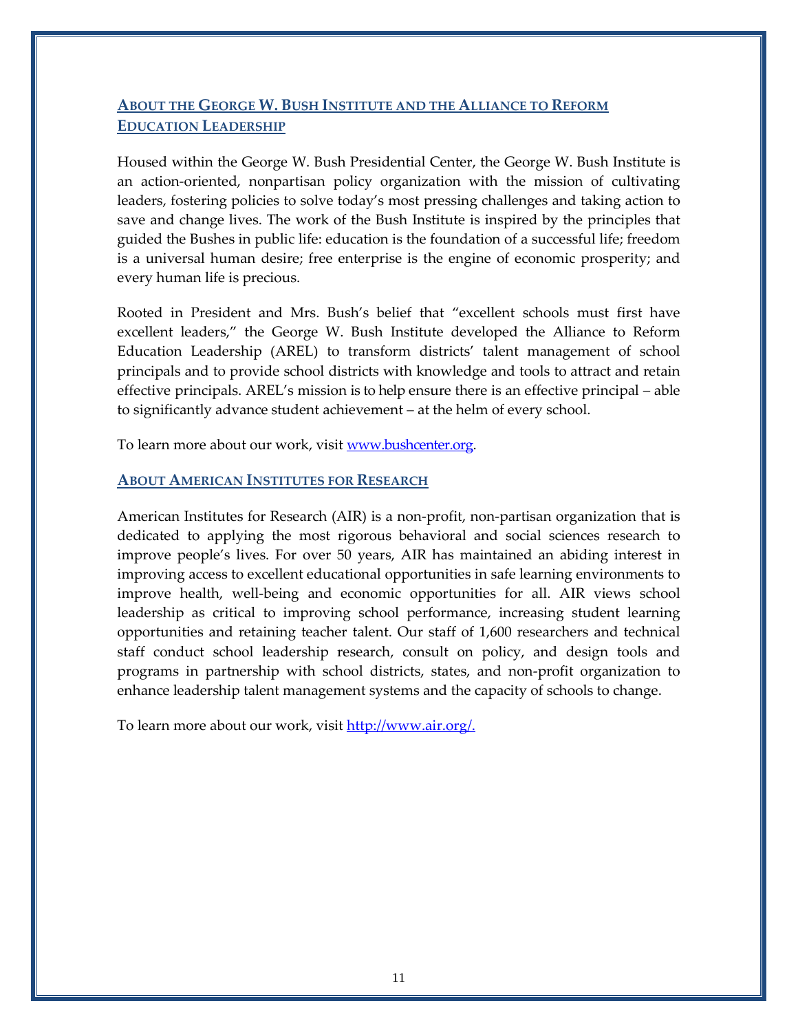## About the George W. Bush Institute and the Alliance to Reform Education Leadership

Housed within the George W. Bush Presidential Center, the George W. Bush Institute is an action-oriented, nonpartisan policy organization with the mission of cultivating leaders, fostering policies to solve today's most pressing challenges and taking action to save and change lives. The work of the Bush Institute is inspired by the principles that guided the Bushes in public life: education is the foundation of a successful life; freedom is a universal human desire; free enterprise is the engine of economic prosperity; and every human life is precious.

Rooted in President and Mrs. Bush's belief that "excellent schools must first have excellent leaders," the George W. Bush Institute developed the Alliance to Reform Education Leadership (AREL) to transform districts' talent management of school principals and to provide school districts with knowledge and tools to attract and retain effective principals. AREL's mission is to help ensure there is an effective principal – able to significantly advance student achievement – at the helm of every school.

To learn more about our work, visit [www.bushcenter.org](http://www.bushcenter.org).

## About American Institutes for Research

American Institutes for Research (AIR) is a non-profit, non-partisan organization that is dedicated to applying the most rigorous behavioral and social sciences research to improve people's lives. For over 50 years, AIR has maintained an abiding interest in improving access to excellent educational opportunities in safe learning environments to improve health, well-being and economic opportunities for all. AIR views school leadership as critical to improving school performance, increasing student learning opportunities and retaining teacher talent. Our staff of 1,600 researchers and technical staff conduct school leadership research, consult on policy, and design tools and programs in partnership with school districts, states, and non-profit organization to enhance leadership talent management systems and the capacity of schools to change.

To learn more about our work, visit [http://www.air.org/.](http://www.air.org/)